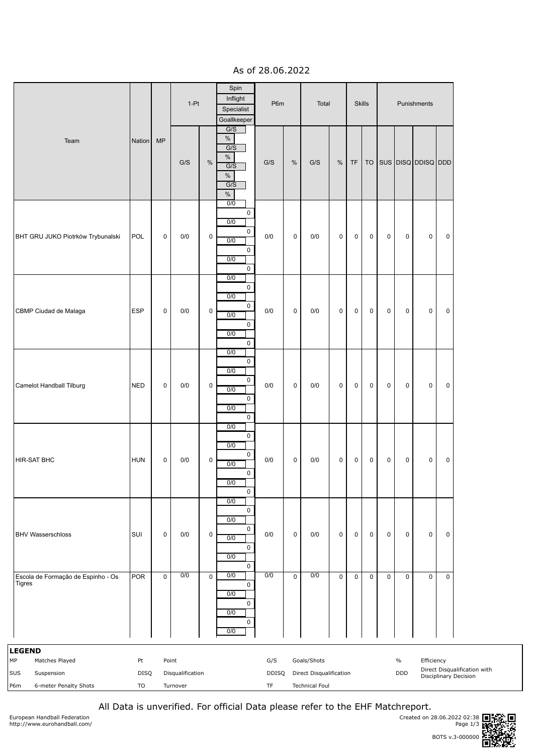As of 28.06.2022

| Team | Nation | MP | 1-Pt G/S | 1-Pt % | Spin G/S | Spin % | Inflight G/S | Inflight % | Specialist G/S | Specialist % | Goallkeeper G/S | Goallkeeper % | P6m G/S | P6m % | Total G/S | Total % | Skills TF | Skills TO | SUS | DISQ | DDISQ | DDD |
|---|---|---|---|---|---|---|---|---|---|---|---|---|---|---|---|---|---|---|---|---|---|---|
| BHT GRU JUKO Piotrków Trybunalski | POL | 0 | 0/0 | 0 | 0/0 | 0 | 0/0 | 0 | 0/0 | 0 | 0/0 | 0 | 0/0 | 0 | 0/0 | 0 | 0 | 0 | 0 | 0 | 0 | 0 |
| CBMP Ciudad de Malaga | ESP | 0 | 0/0 | 0 | 0/0 | 0 | 0/0 | 0 | 0/0 | 0 | 0/0 | 0 | 0/0 | 0 | 0/0 | 0 | 0 | 0 | 0 | 0 | 0 | 0 |
| Camelot Handball Tilburg | NED | 0 | 0/0 | 0 | 0/0 | 0 | 0/0 | 0 | 0/0 | 0 | 0/0 | 0 | 0/0 | 0 | 0/0 | 0 | 0 | 0 | 0 | 0 | 0 | 0 |
| HIR-SAT BHC | HUN | 0 | 0/0 | 0 | 0/0 | 0 | 0/0 | 0 | 0/0 | 0 | 0/0 | 0 | 0/0 | 0 | 0/0 | 0 | 0 | 0 | 0 | 0 | 0 | 0 |
| BHV Wasserschloss | SUI | 0 | 0/0 | 0 | 0/0 | 0 | 0/0 | 0 | 0/0 | 0 | 0/0 | 0 | 0/0 | 0 | 0/0 | 0 | 0 | 0 | 0 | 0 | 0 | 0 |
| Escola de Formação de Espinho - Os Tigres | POR | 0 | 0/0 | 0 | 0/0 | 0 | 0/0 | 0 | 0/0 | 0 | 0/0 | | 0/0 | 0 | 0/0 | 0 | 0 | 0 | 0 | 0 | 0 | 0 |

**LEGEND**

| | | | | | | | |
|---|---|---|---|---|---|---|---|
| MP | Matches Played | Pt | Point | G/S | Goals/Shots | % | Efficiency |
| SUS | Suspension | DISQ | Disqualification | DDISQ | Direct Disqualification | DDD | Direct Disqualification with Disciplinary Decision |
| P6m | 6-meter Penalty Shots | TO | Turnover | TF | Technical Foul | | |

All Data is unverified. For official Data please refer to the EHF Matchreport.

European Handball Federation
http://www.eurohandball.com/

Created on 28.06.2022 02:38

BOTS v.3-000000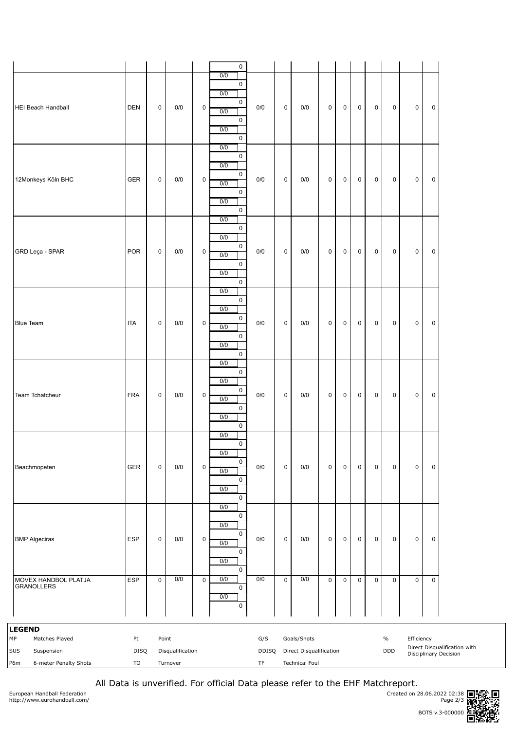| | | | | | | | | | | | | | | | | |
|---|---|---|---|---|---|---|---|---|---|---|---|---|---|---|---|---|
| | | | | | 0 | | | | | | | | | | | |
| HEI Beach Handball | DEN | 0 | 0/0 | 0 | 0/0<br>0<br>0/0<br>0<br>0/0<br>0<br>0/0<br>0 | 0/0 | 0 | 0/0 | 0 | 0 | 0 | 0 | 0 | 0 | 0 | |
| 12Monkeys Köln BHC | GER | 0 | 0/0 | 0 | 0/0<br>0<br>0/0<br>0<br>0/0<br>0<br>0/0<br>0 | 0/0 | 0 | 0/0 | 0 | 0 | 0 | 0 | 0 | 0 | 0 | |
| GRD Leça - SPAR | POR | 0 | 0/0 | 0 | 0/0<br>0<br>0/0<br>0<br>0/0<br>0<br>0/0<br>0 | 0/0 | 0 | 0/0 | 0 | 0 | 0 | 0 | 0 | 0 | 0 | |
| Blue Team | ITA | 0 | 0/0 | 0 | 0/0<br>0<br>0/0<br>0<br>0/0<br>0<br>0/0<br>0 | 0/0 | 0 | 0/0 | 0 | 0 | 0 | 0 | 0 | 0 | 0 | |
| Team Tchatcheur | FRA | 0 | 0/0 | 0 | 0/0<br>0<br>0/0<br>0<br>0/0<br>0<br>0/0<br>0 | 0/0 | 0 | 0/0 | 0 | 0 | 0 | 0 | 0 | 0 | 0 | |
| Beachmopeten | GER | 0 | 0/0 | 0 | 0/0<br>0<br>0/0<br>0<br>0/0<br>0<br>0/0<br>0 | 0/0 | 0 | 0/0 | 0 | 0 | 0 | 0 | 0 | 0 | 0 | |
| BMP Algeciras | ESP | 0 | 0/0 | 0 | 0/0<br>0<br>0/0<br>0<br>0/0<br>0<br>0/0<br>0 | 0/0 | 0 | 0/0 | 0 | 0 | 0 | 0 | 0 | 0 | 0 | |
| MOVEX HANDBOL PLATJA GRANOLLERS | ESP | 0 | 0/0 | 0 | 0/0<br>0<br>0/0<br>0 | 0/0 | 0 | 0/0 | 0 | 0 | 0 | 0 | 0 | 0 | 0 | |

**LEGEND**

| | | | | | | | |
|---|---|---|---|---|---|---|---|
| MP | Matches Played | Pt | Point | G/S | Goals/Shots | % | Efficiency |
| SUS | Suspension | DISQ | Disqualification | DDISQ | Direct Disqualification | DDD | Direct Disqualification with Disciplinary Decision |
| P6m | 6-meter Penalty Shots | TO | Turnover | TF | Technical Foul | | |

All Data is unverified. For official Data please refer to the EHF Matchreport.

European Handball Federation
http://www.eurohandball.com/

Created on 28.06.2022 02:38

BOTS v.3-000000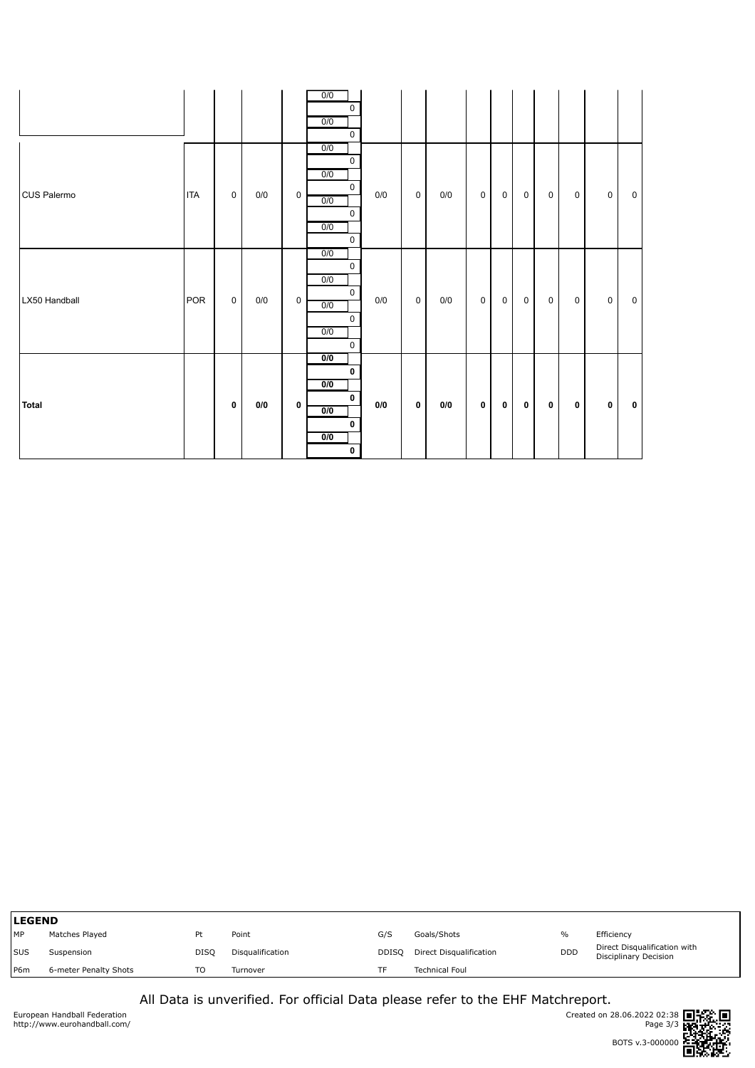| | | | | | | | | | | | | | | | | |
|---|---|---|---|---|---|---|---|---|---|---|---|---|---|---|---|---|
| | | | | | 0/0<br>0<br>0/0<br>0 | | | | | | | | | | | |
| CUS Palermo | ITA | 0 | 0/0 | 0 | 0/0<br>0<br>0/0<br>0<br>0/0<br>0<br>0/0<br>0 | 0/0 | 0 | 0/0 | 0 | 0 | 0 | 0 | 0 | 0 | 0 |
| LX50 Handball | POR | 0 | 0/0 | 0 | 0/0<br>0<br>0/0<br>0<br>0/0<br>0<br>0/0<br>0 | 0/0 | 0 | 0/0 | 0 | 0 | 0 | 0 | 0 | 0 | 0 |
| **Total** | | **0** | **0/0** | **0** | **0/0**<br>**0**<br>**0/0**<br>**0**<br>**0/0**<br>**0**<br>**0/0**<br>**0** | **0/0** | **0** | **0/0** | **0** | **0** | **0** | **0** | **0** | **0** | **0** |

| LEGEND | | | | | | | |
|---|---|---|---|---|---|---|---|
| MP | Matches Played | Pt | Point | G/S | Goals/Shots | % | Efficiency |
| SUS | Suspension | DISQ | Disqualification | DDISQ | Direct Disqualification | DDD | Direct Disqualification with Disciplinary Decision |
| P6m | 6-meter Penalty Shots | TO | Turnover | TF | Technical Foul | | |

All Data is unverified. For official Data please refer to the EHF Matchreport.

European Handball Federation
http://www.eurohandball.com/

Created on 28.06.2022 02:38

BOTS v.3-000000